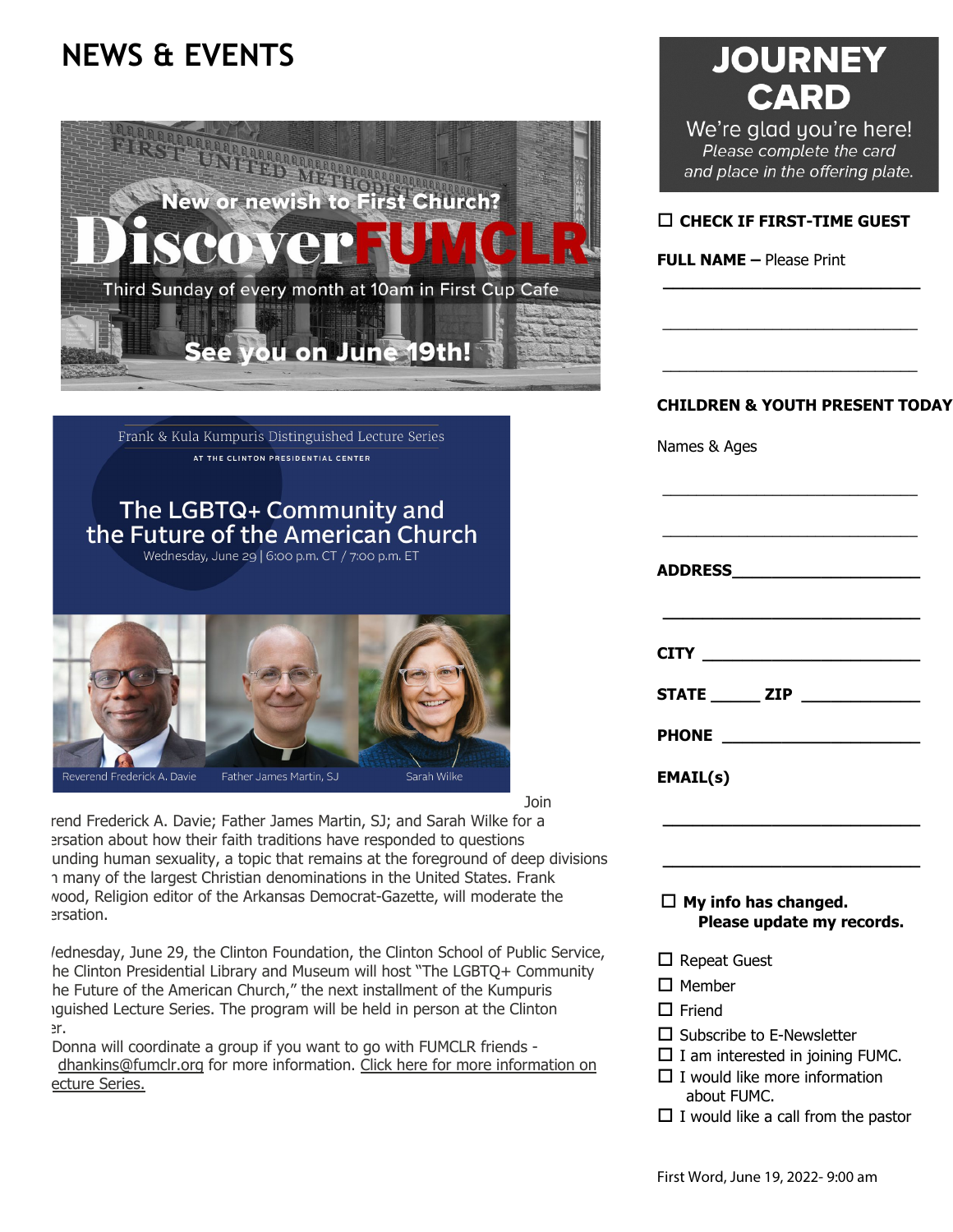# NEWS & EVENTS

New or newish to First Church?

**Discover FUMCLR**

Third Sunday of every month at 10am in First Cup Cafe

See you on June 19th!

Frank & Kula Kumpuris Distinguished Lecture Series

AT THE CLINTON PRESIDENTIAL CENTER

## The LGBTQ+ Community and the Future of the American Church

Wednesday, June 29 | 6:00 p.m. CT / 7:00 p.m. ET

Reverend Frederick A. Davie | Father James Martin, SJ | Sarah Wilke

Join
rend Frederick A. Davie; Father James Martin, SJ; and Sarah Wilke for a
ersation about how their faith traditions have responded to questions
unding human sexuality, a topic that remains at the foreground of deep divisions
n many of the largest Christian denominations in the United States. Frank
wood, Religion editor of the Arkansas Democrat-Gazette, will moderate the
ersation.

/ednesday, June 29, the Clinton Foundation, the Clinton School of Public Service,
he Clinton Presidential Library and Museum will host "The LGBTQ+ Community
he Future of the American Church," the next installment of the Kumpuris
guished Lecture Series. The program will be held in person at the Clinton
er.

Donna will coordinate a group if you want to go with FUMCLR friends -
dhankins@fumclr.org for more information. Click here for more information on
ecture Series.

# JOURNEY CARD

We're glad you're here!

*Please complete the card and place in the offering plate.*

☐ **CHECK IF FIRST-TIME GUEST**

**FULL NAME –** Please Print

\_\_\_\_\_\_\_\_\_\_\_\_\_\_\_\_\_\_\_\_\_\_\_\_\_\_\_\_

\_\_\_\_\_\_\_\_\_\_\_\_\_\_\_\_\_\_\_\_\_\_\_\_\_\_\_\_

\_\_\_\_\_\_\_\_\_\_\_\_\_\_\_\_\_\_\_\_\_\_\_\_\_\_\_\_

**CHILDREN & YOUTH PRESENT TODAY**

Names & Ages

\_\_\_\_\_\_\_\_\_\_\_\_\_\_\_\_\_\_\_\_\_\_\_\_\_\_\_\_

\_\_\_\_\_\_\_\_\_\_\_\_\_\_\_\_\_\_\_\_\_\_\_\_\_\_\_\_

**ADDRESS**\_\_\_\_\_\_\_\_\_\_\_\_\_\_\_\_\_\_\_\_

\_\_\_\_\_\_\_\_\_\_\_\_\_\_\_\_\_\_\_\_\_\_\_\_\_\_\_\_

**CITY** \_\_\_\_\_\_\_\_\_\_\_\_\_\_\_\_\_\_\_\_\_\_

**STATE** \_\_\_\_\_ **ZIP** \_\_\_\_\_\_\_\_\_\_\_\_

**PHONE** \_\_\_\_\_\_\_\_\_\_\_\_\_\_\_\_\_\_\_\_\_

**EMAIL(s)**

\_\_\_\_\_\_\_\_\_\_\_\_\_\_\_\_\_\_\_\_\_\_\_\_\_\_\_\_

\_\_\_\_\_\_\_\_\_\_\_\_\_\_\_\_\_\_\_\_\_\_\_\_\_\_\_\_

☐ **My info has changed. Please update my records.**

- ☐ Repeat Guest
- ☐ Member
- ☐ Friend
- ☐ Subscribe to E-Newsletter
- ☐ I am interested in joining FUMC.
- ☐ I would like more information about FUMC.
- ☐ I would like a call from the pastor

First Word, June 19, 2022- 9:00 am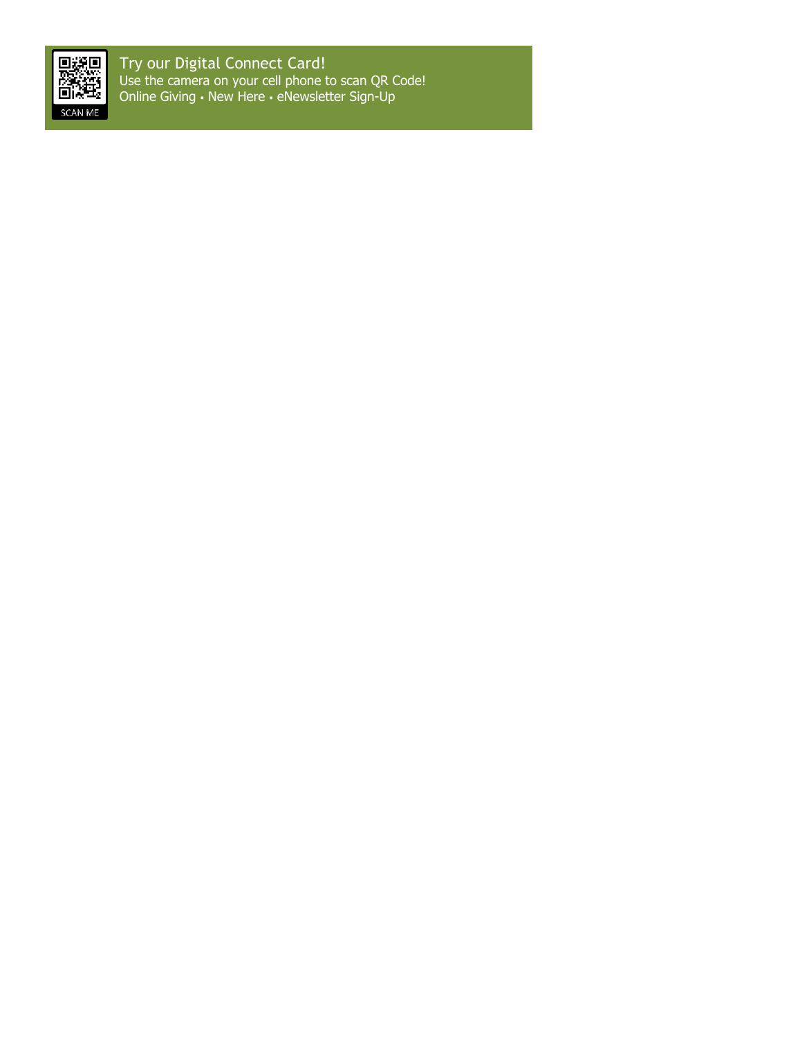Try our Digital Connect Card!

Use the camera on your cell phone to scan QR Code!

Online Giving • New Here • eNewsletter Sign-Up

SCAN ME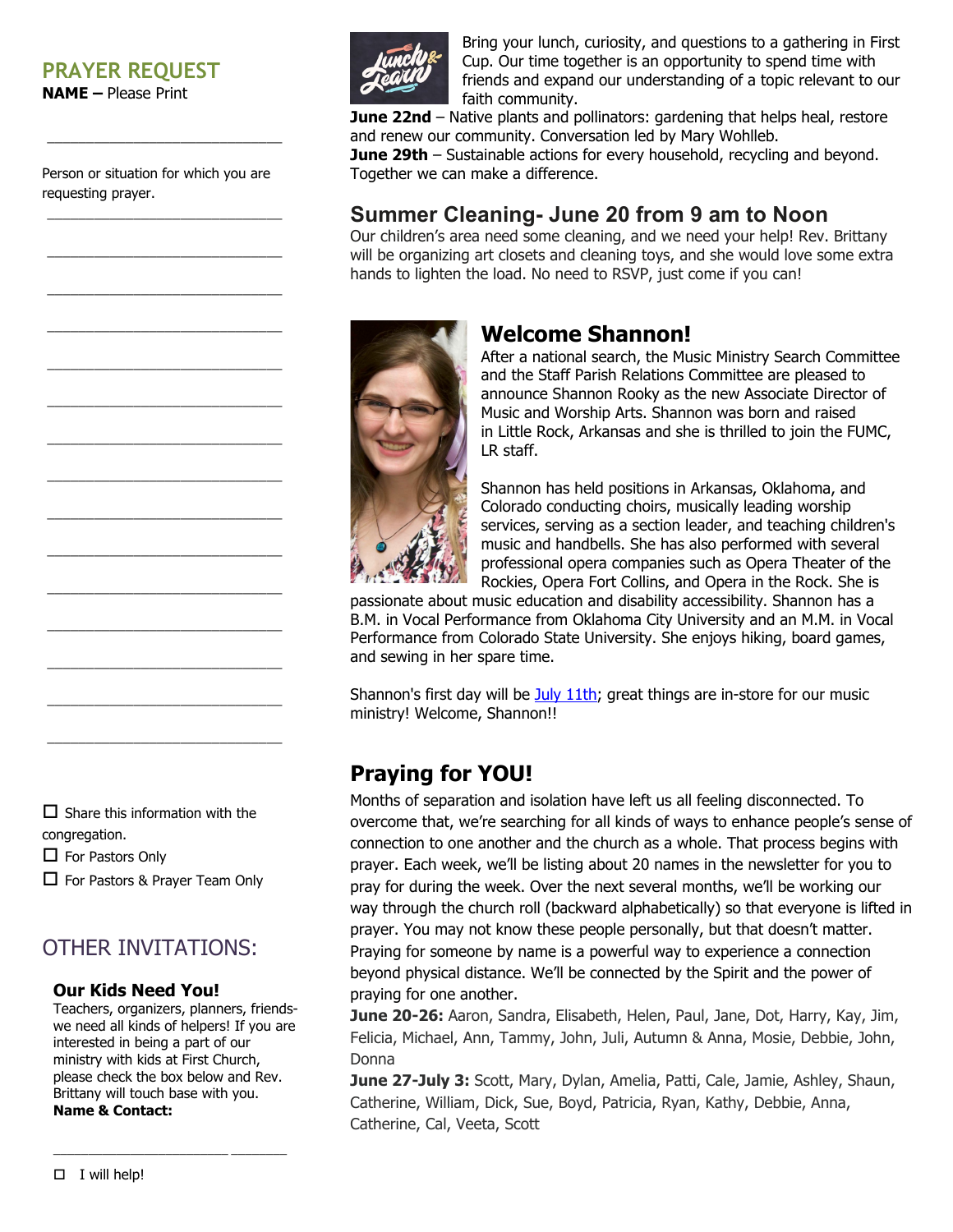## PRAYER REQUEST

**NAME –** Please Print

\_\_\_\_\_\_\_\_\_\_\_\_\_\_\_\_\_\_\_\_\_\_\_\_\_\_\_\_\_\_

Person or situation for which you are requesting prayer.

\_\_\_\_\_\_\_\_\_\_\_\_\_\_\_\_\_\_\_\_\_\_\_\_\_\_\_\_\_\_

\_\_\_\_\_\_\_\_\_\_\_\_\_\_\_\_\_\_\_\_\_\_\_\_\_\_\_\_\_\_

\_\_\_\_\_\_\_\_\_\_\_\_\_\_\_\_\_\_\_\_\_\_\_\_\_\_\_\_\_\_

\_\_\_\_\_\_\_\_\_\_\_\_\_\_\_\_\_\_\_\_\_\_\_\_\_\_\_\_\_\_

\_\_\_\_\_\_\_\_\_\_\_\_\_\_\_\_\_\_\_\_\_\_\_\_\_\_\_\_\_\_

\_\_\_\_\_\_\_\_\_\_\_\_\_\_\_\_\_\_\_\_\_\_\_\_\_\_\_\_\_\_

\_\_\_\_\_\_\_\_\_\_\_\_\_\_\_\_\_\_\_\_\_\_\_\_\_\_\_\_\_\_

\_\_\_\_\_\_\_\_\_\_\_\_\_\_\_\_\_\_\_\_\_\_\_\_\_\_\_\_\_\_

\_\_\_\_\_\_\_\_\_\_\_\_\_\_\_\_\_\_\_\_\_\_\_\_\_\_\_\_\_\_

\_\_\_\_\_\_\_\_\_\_\_\_\_\_\_\_\_\_\_\_\_\_\_\_\_\_\_\_\_\_

\_\_\_\_\_\_\_\_\_\_\_\_\_\_\_\_\_\_\_\_\_\_\_\_\_\_\_\_\_\_

\_\_\_\_\_\_\_\_\_\_\_\_\_\_\_\_\_\_\_\_\_\_\_\_\_\_\_\_\_\_

\_\_\_\_\_\_\_\_\_\_\_\_\_\_\_\_\_\_\_\_\_\_\_\_\_\_\_\_\_\_

\_\_\_\_\_\_\_\_\_\_\_\_\_\_\_\_\_\_\_\_\_\_\_\_\_\_\_\_\_\_

\_\_\_\_\_\_\_\_\_\_\_\_\_\_\_\_\_\_\_\_\_\_\_\_\_\_\_\_\_\_

☐ Share this information with the congregation.

☐ For Pastors Only

☐ For Pastors & Prayer Team Only

## OTHER INVITATIONS:

### Our Kids Need You!

Teachers, organizers, planners, friends-we need all kinds of helpers! If you are interested in being a part of our ministry with kids at First Church, please check the box below and Rev. Brittany will touch base with you.

**Name & Contact:**

\_\_\_\_\_\_\_\_\_\_\_\_\_\_\_\_\_\_\_\_\_\_\_\_\_\_\_\_\_\_

☐ I will help!

Bring your lunch, curiosity, and questions to a gathering in First Cup. Our time together is an opportunity to spend time with friends and expand our understanding of a topic relevant to our faith community.

**June 22nd** – Native plants and pollinators: gardening that helps heal, restore and renew our community. Conversation led by Mary Wohlleb.

**June 29th** – Sustainable actions for every household, recycling and beyond. Together we can make a difference.

## Summer Cleaning- June 20 from 9 am to Noon

Our children's area need some cleaning, and we need your help! Rev. Brittany will be organizing art closets and cleaning toys, and she would love some extra hands to lighten the load. No need to RSVP, just come if you can!

## Welcome Shannon!

After a national search, the Music Ministry Search Committee and the Staff Parish Relations Committee are pleased to announce Shannon Rooky as the new Associate Director of Music and Worship Arts. Shannon was born and raised in Little Rock, Arkansas and she is thrilled to join the FUMC, LR staff.

Shannon has held positions in Arkansas, Oklahoma, and Colorado conducting choirs, musically leading worship services, serving as a section leader, and teaching children's music and handbells. She has also performed with several professional opera companies such as Opera Theater of the Rockies, Opera Fort Collins, and Opera in the Rock. She is passionate about music education and disability accessibility. Shannon has a B.M. in Vocal Performance from Oklahoma City University and an M.M. in Vocal Performance from Colorado State University. She enjoys hiking, board games, and sewing in her spare time.

Shannon's first day will be July 11th; great things are in-store for our music ministry! Welcome, Shannon!!

## Praying for YOU!

Months of separation and isolation have left us all feeling disconnected. To overcome that, we're searching for all kinds of ways to enhance people's sense of connection to one another and the church as a whole. That process begins with prayer. Each week, we'll be listing about 20 names in the newsletter for you to pray for during the week. Over the next several months, we'll be working our way through the church roll (backward alphabetically) so that everyone is lifted in prayer. You may not know these people personally, but that doesn't matter. Praying for someone by name is a powerful way to experience a connection beyond physical distance. We'll be connected by the Spirit and the power of praying for one another.

**June 20-26:** Aaron, Sandra, Elisabeth, Helen, Paul, Jane, Dot, Harry, Kay, Jim, Felicia, Michael, Ann, Tammy, John, Juli, Autumn & Anna, Mosie, Debbie, John, Donna

**June 27-July 3:** Scott, Mary, Dylan, Amelia, Patti, Cale, Jamie, Ashley, Shaun, Catherine, William, Dick, Sue, Boyd, Patricia, Ryan, Kathy, Debbie, Anna, Catherine, Cal, Veeta, Scott